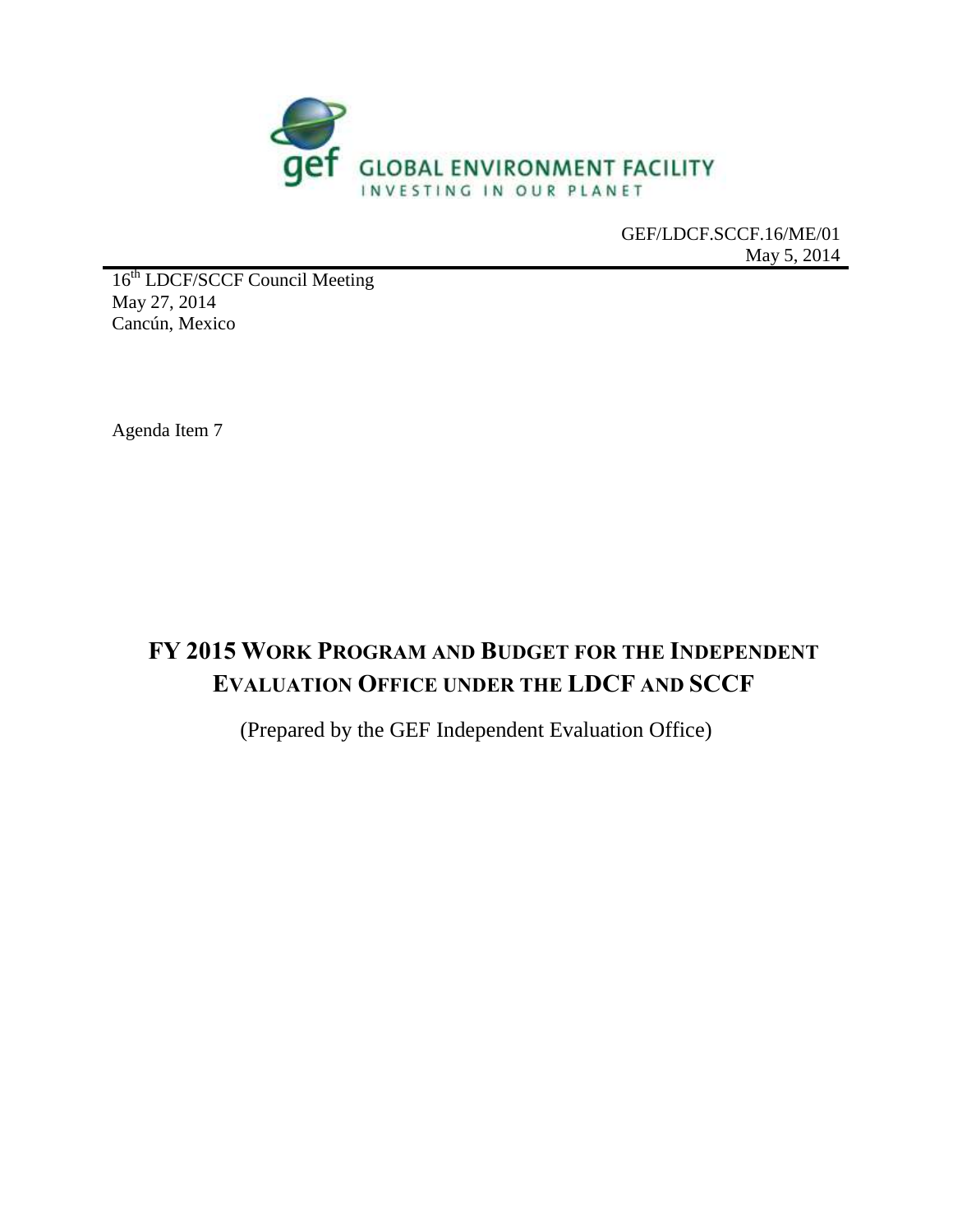GEF/LDCF.SCCF.16/ME/01
May 5, 2014

16th LDCF/SCCF Council Meeting
May 27, 2014
Cancún, Mexico

Agenda Item 7

# FY 2015 WORK PROGRAM AND BUDGET FOR THE INDEPENDENT EVALUATION OFFICE UNDER THE LDCF AND SCCF

(Prepared by the GEF Independent Evaluation Office)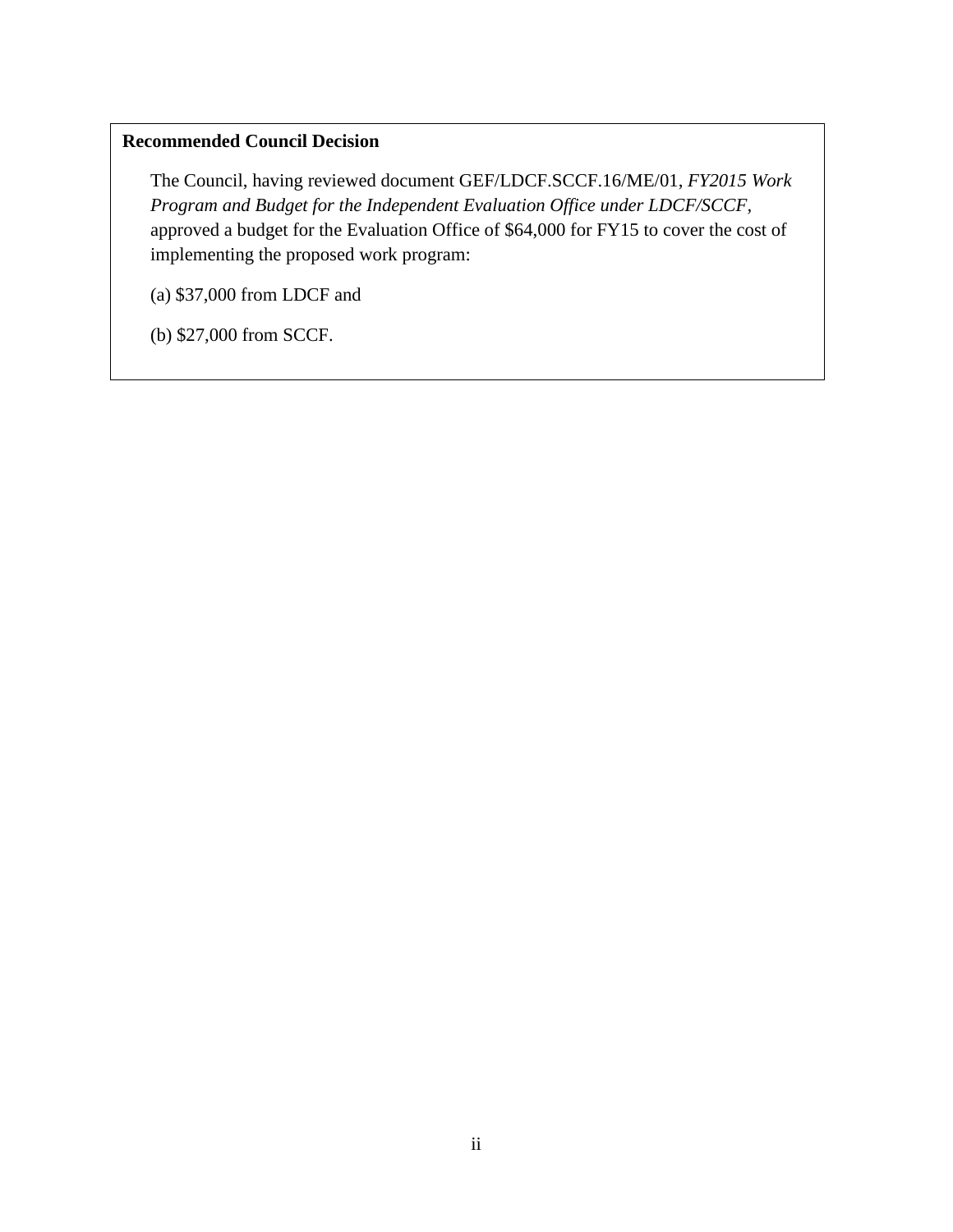**Recommended Council Decision**

The Council, having reviewed document GEF/LDCF.SCCF.16/ME/01, *FY2015 Work Program and Budget for the Independent Evaluation Office under LDCF/SCCF*, approved a budget for the Evaluation Office of $64,000 for FY15 to cover the cost of implementing the proposed work program:

(a) $37,000 from LDCF and

(b) $27,000 from SCCF.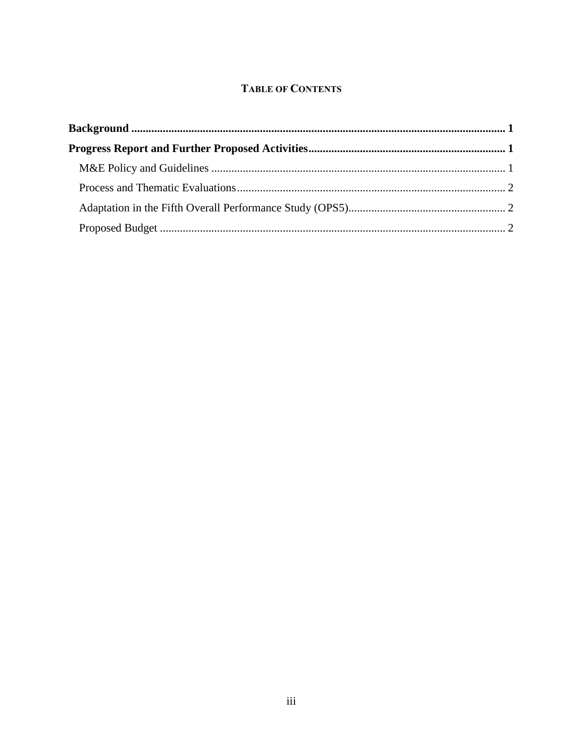## TABLE OF CONTENTS

**Background** .......... **1**

**Progress Report and Further Proposed Activities** .......... **1**

- M&E Policy and Guidelines .......... 1
- Process and Thematic Evaluations .......... 2
- Adaptation in the Fifth Overall Performance Study (OPS5) .......... 2
- Proposed Budget .......... 2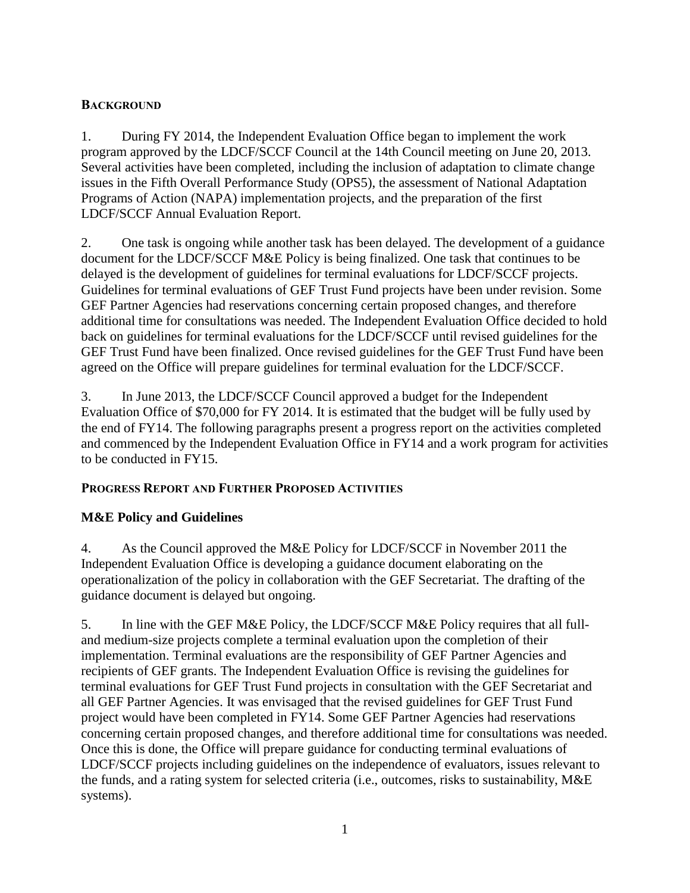## BACKGROUND

1. During FY 2014, the Independent Evaluation Office began to implement the work program approved by the LDCF/SCCF Council at the 14th Council meeting on June 20, 2013. Several activities have been completed, including the inclusion of adaptation to climate change issues in the Fifth Overall Performance Study (OPS5), the assessment of National Adaptation Programs of Action (NAPA) implementation projects, and the preparation of the first LDCF/SCCF Annual Evaluation Report.

2. One task is ongoing while another task has been delayed. The development of a guidance document for the LDCF/SCCF M&E Policy is being finalized. One task that continues to be delayed is the development of guidelines for terminal evaluations for LDCF/SCCF projects. Guidelines for terminal evaluations of GEF Trust Fund projects have been under revision. Some GEF Partner Agencies had reservations concerning certain proposed changes, and therefore additional time for consultations was needed. The Independent Evaluation Office decided to hold back on guidelines for terminal evaluations for the LDCF/SCCF until revised guidelines for the GEF Trust Fund have been finalized. Once revised guidelines for the GEF Trust Fund have been agreed on the Office will prepare guidelines for terminal evaluation for the LDCF/SCCF.

3. In June 2013, the LDCF/SCCF Council approved a budget for the Independent Evaluation Office of $70,000 for FY 2014. It is estimated that the budget will be fully used by the end of FY14. The following paragraphs present a progress report on the activities completed and commenced by the Independent Evaluation Office in FY14 and a work program for activities to be conducted in FY15.

## PROGRESS REPORT AND FURTHER PROPOSED ACTIVITIES

### M&E Policy and Guidelines

4. As the Council approved the M&E Policy for LDCF/SCCF in November 2011 the Independent Evaluation Office is developing a guidance document elaborating on the operationalization of the policy in collaboration with the GEF Secretariat. The drafting of the guidance document is delayed but ongoing.

5. In line with the GEF M&E Policy, the LDCF/SCCF M&E Policy requires that all full- and medium-size projects complete a terminal evaluation upon the completion of their implementation. Terminal evaluations are the responsibility of GEF Partner Agencies and recipients of GEF grants. The Independent Evaluation Office is revising the guidelines for terminal evaluations for GEF Trust Fund projects in consultation with the GEF Secretariat and all GEF Partner Agencies. It was envisaged that the revised guidelines for GEF Trust Fund project would have been completed in FY14. Some GEF Partner Agencies had reservations concerning certain proposed changes, and therefore additional time for consultations was needed. Once this is done, the Office will prepare guidance for conducting terminal evaluations of LDCF/SCCF projects including guidelines on the independence of evaluators, issues relevant to the funds, and a rating system for selected criteria (i.e., outcomes, risks to sustainability, M&E systems).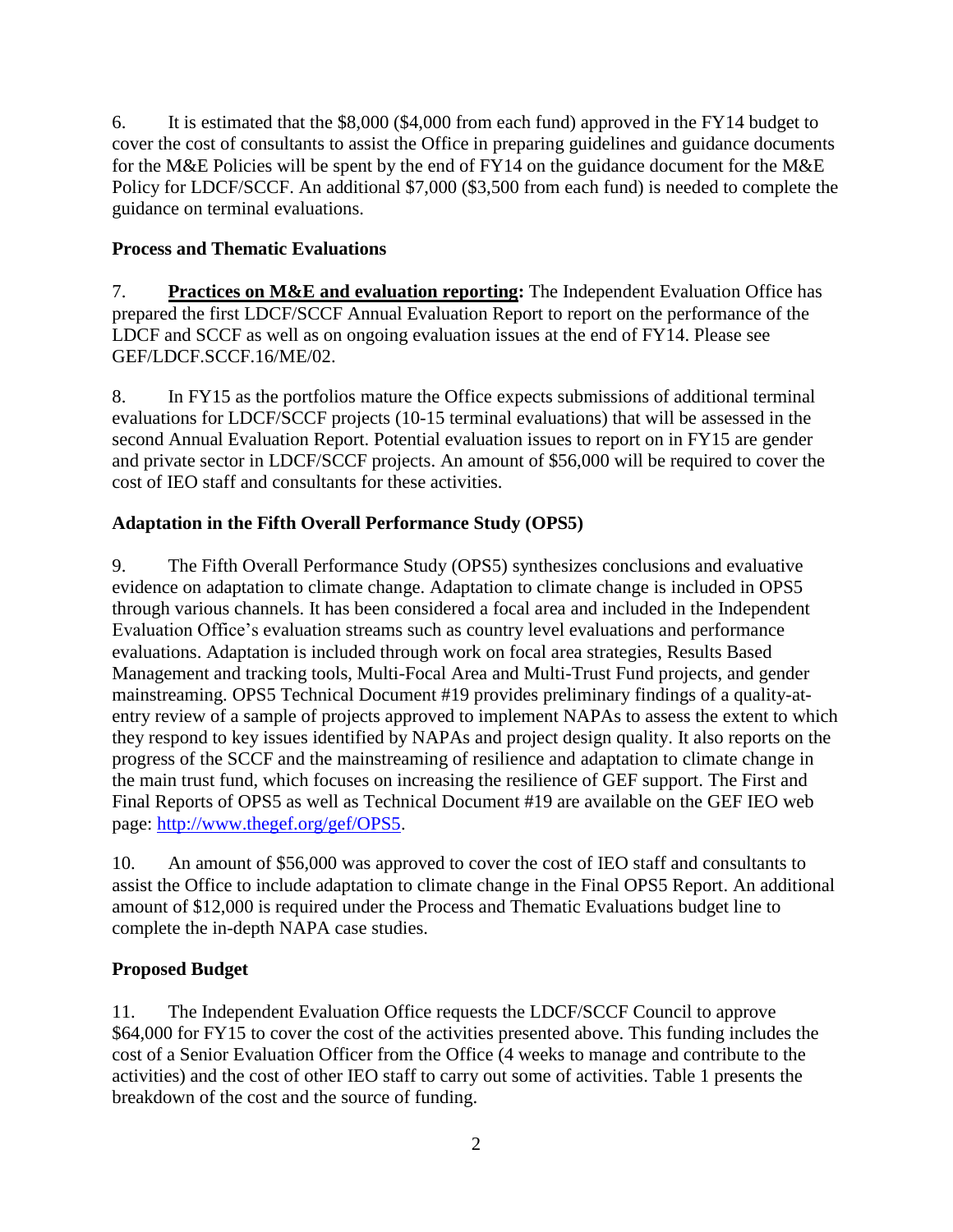6. It is estimated that the $8,000 ($4,000 from each fund) approved in the FY14 budget to cover the cost of consultants to assist the Office in preparing guidelines and guidance documents for the M&E Policies will be spent by the end of FY14 on the guidance document for the M&E Policy for LDCF/SCCF. An additional $7,000 ($3,500 from each fund) is needed to complete the guidance on terminal evaluations.

### Process and Thematic Evaluations

7. **Practices on M&E and evaluation reporting:** The Independent Evaluation Office has prepared the first LDCF/SCCF Annual Evaluation Report to report on the performance of the LDCF and SCCF as well as on ongoing evaluation issues at the end of FY14. Please see GEF/LDCF.SCCF.16/ME/02.

8. In FY15 as the portfolios mature the Office expects submissions of additional terminal evaluations for LDCF/SCCF projects (10-15 terminal evaluations) that will be assessed in the second Annual Evaluation Report. Potential evaluation issues to report on in FY15 are gender and private sector in LDCF/SCCF projects. An amount of $56,000 will be required to cover the cost of IEO staff and consultants for these activities.

### Adaptation in the Fifth Overall Performance Study (OPS5)

9. The Fifth Overall Performance Study (OPS5) synthesizes conclusions and evaluative evidence on adaptation to climate change. Adaptation to climate change is included in OPS5 through various channels. It has been considered a focal area and included in the Independent Evaluation Office's evaluation streams such as country level evaluations and performance evaluations. Adaptation is included through work on focal area strategies, Results Based Management and tracking tools, Multi-Focal Area and Multi-Trust Fund projects, and gender mainstreaming. OPS5 Technical Document #19 provides preliminary findings of a quality-at-entry review of a sample of projects approved to implement NAPAs to assess the extent to which they respond to key issues identified by NAPAs and project design quality. It also reports on the progress of the SCCF and the mainstreaming of resilience and adaptation to climate change in the main trust fund, which focuses on increasing the resilience of GEF support. The First and Final Reports of OPS5 as well as Technical Document #19 are available on the GEF IEO web page: http://www.thegef.org/gef/OPS5.

10. An amount of $56,000 was approved to cover the cost of IEO staff and consultants to assist the Office to include adaptation to climate change in the Final OPS5 Report. An additional amount of $12,000 is required under the Process and Thematic Evaluations budget line to complete the in-depth NAPA case studies.

### Proposed Budget

11. The Independent Evaluation Office requests the LDCF/SCCF Council to approve $64,000 for FY15 to cover the cost of the activities presented above. This funding includes the cost of a Senior Evaluation Officer from the Office (4 weeks to manage and contribute to the activities) and the cost of other IEO staff to carry out some of activities. Table 1 presents the breakdown of the cost and the source of funding.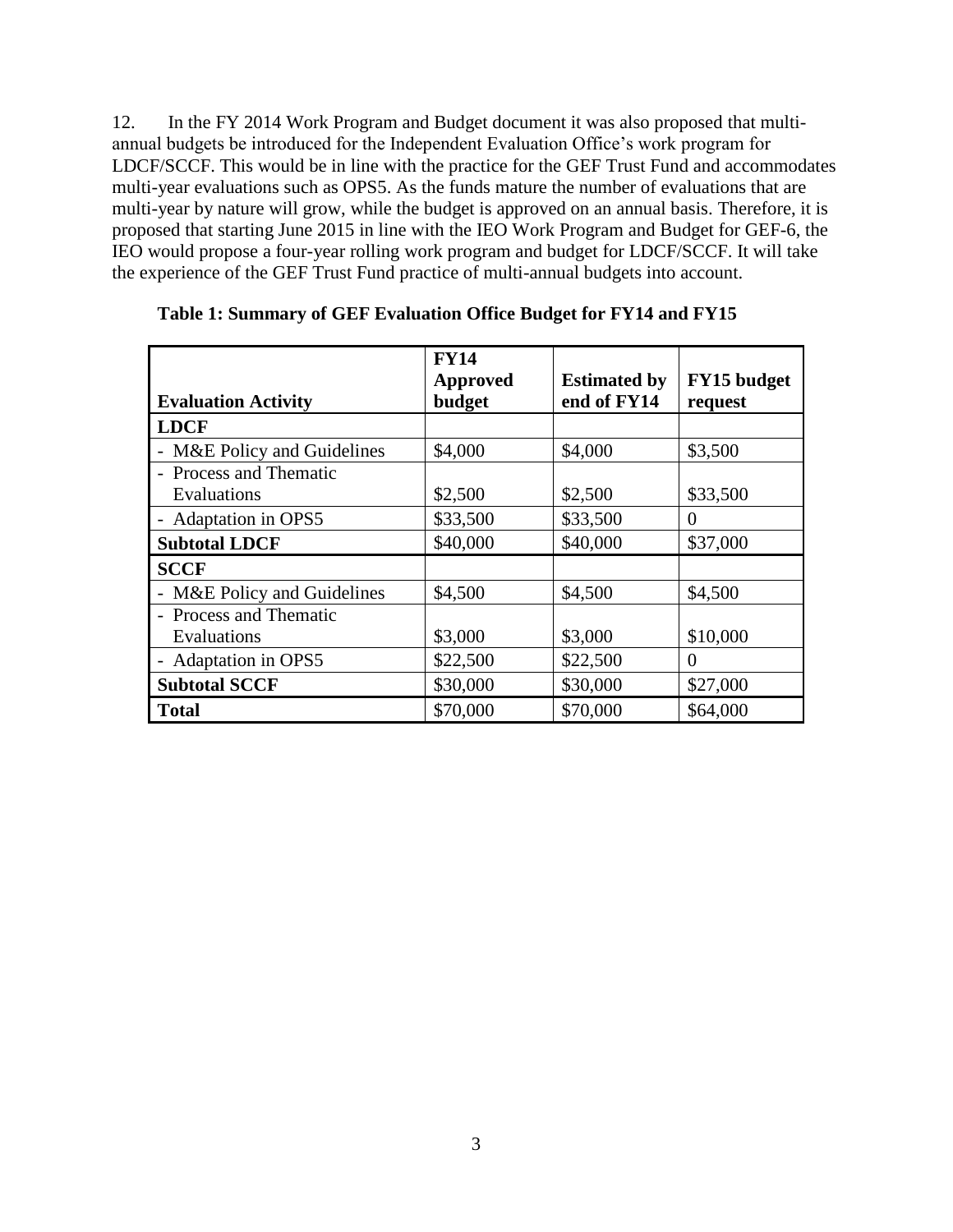12. In the FY 2014 Work Program and Budget document it was also proposed that multi-annual budgets be introduced for the Independent Evaluation Office's work program for LDCF/SCCF. This would be in line with the practice for the GEF Trust Fund and accommodates multi-year evaluations such as OPS5. As the funds mature the number of evaluations that are multi-year by nature will grow, while the budget is approved on an annual basis. Therefore, it is proposed that starting June 2015 in line with the IEO Work Program and Budget for GEF-6, the IEO would propose a four-year rolling work program and budget for LDCF/SCCF. It will take the experience of the GEF Trust Fund practice of multi-annual budgets into account.

**Table 1: Summary of GEF Evaluation Office Budget for FY14 and FY15**

| Evaluation Activity | FY14 Approved budget | Estimated by end of FY14 | FY15 budget request |
|---|---|---|---|
| **LDCF** | | | |
| - M&E Policy and Guidelines | $4,000 | $4,000 | $3,500 |
| - Process and Thematic Evaluations | $2,500 | $2,500 | $33,500 |
| - Adaptation in OPS5 | $33,500 | $33,500 | 0 |
| **Subtotal LDCF** | $40,000 | $40,000 | $37,000 |
| **SCCF** | | | |
| - M&E Policy and Guidelines | $4,500 | $4,500 | $4,500 |
| - Process and Thematic Evaluations | $3,000 | $3,000 | $10,000 |
| - Adaptation in OPS5 | $22,500 | $22,500 | 0 |
| **Subtotal SCCF** | $30,000 | $30,000 | $27,000 |
| **Total** | $70,000 | $70,000 | $64,000 |